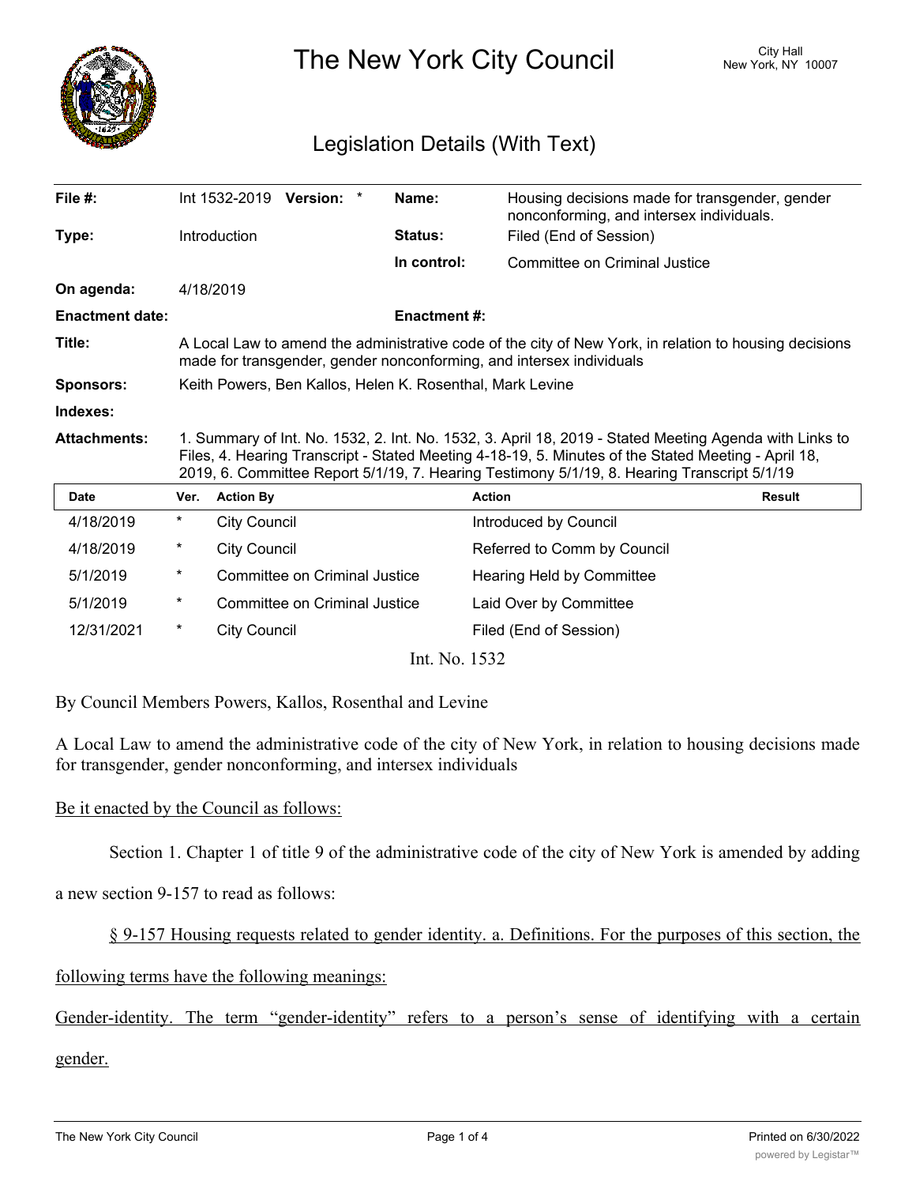# The New York City Council

City Hall
New York, NY 10007

## Legislation Details (With Text)

| | | | |
|---|---|---|---|
| **File #:** | Int 1532-2019 **Version:** * | **Name:** | Housing decisions made for transgender, gender nonconforming, and intersex individuals. |
| **Type:** | Introduction | **Status:** | Filed (End of Session) |
| | | **In control:** | Committee on Criminal Justice |
| **On agenda:** | 4/18/2019 | | |
| **Enactment date:** | | **Enactment #:** | |

**Title:** A Local Law to amend the administrative code of the city of New York, in relation to housing decisions made for transgender, gender nonconforming, and intersex individuals

**Sponsors:** Keith Powers, Ben Kallos, Helen K. Rosenthal, Mark Levine

**Indexes:**

**Attachments:** 1. Summary of Int. No. 1532, 2. Int. No. 1532, 3. April 18, 2019 - Stated Meeting Agenda with Links to Files, 4. Hearing Transcript - Stated Meeting 4-18-19, 5. Minutes of the Stated Meeting - April 18, 2019, 6. Committee Report 5/1/19, 7. Hearing Testimony 5/1/19, 8. Hearing Transcript 5/1/19

| Date | Ver. | Action By | Action | Result |
|---|---|---|---|---|
| 4/18/2019 | * | City Council | Introduced by Council | |
| 4/18/2019 | * | City Council | Referred to Comm by Council | |
| 5/1/2019 | * | Committee on Criminal Justice | Hearing Held by Committee | |
| 5/1/2019 | * | Committee on Criminal Justice | Laid Over by Committee | |
| 12/31/2021 | * | City Council | Filed (End of Session) | |

Int. No. 1532

By Council Members Powers, Kallos, Rosenthal and Levine

A Local Law to amend the administrative code of the city of New York, in relation to housing decisions made for transgender, gender nonconforming, and intersex individuals

Be it enacted by the Council as follows:

Section 1. Chapter 1 of title 9 of the administrative code of the city of New York is amended by adding a new section 9-157 to read as follows:

§ 9-157 Housing requests related to gender identity. a. Definitions. For the purposes of this section, the following terms have the following meanings:

Gender-identity. The term "gender-identity" refers to a person's sense of identifying with a certain gender.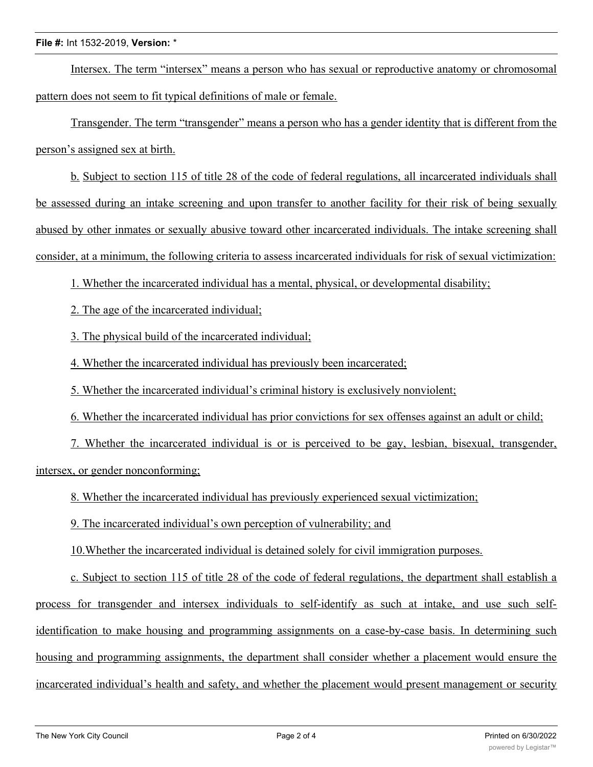Intersex. The term “intersex” means a person who has sexual or reproductive anatomy or chromosomal pattern does not seem to fit typical definitions of male or female.

Transgender. The term “transgender” means a person who has a gender identity that is different from the person’s assigned sex at birth.

b. Subject to section 115 of title 28 of the code of federal regulations, all incarcerated individuals shall be assessed during an intake screening and upon transfer to another facility for their risk of being sexually abused by other inmates or sexually abusive toward other incarcerated individuals. The intake screening shall consider, at a minimum, the following criteria to assess incarcerated individuals for risk of sexual victimization:

1. Whether the incarcerated individual has a mental, physical, or developmental disability;

2. The age of the incarcerated individual;

3. The physical build of the incarcerated individual;

4. Whether the incarcerated individual has previously been incarcerated;

5. Whether the incarcerated individual’s criminal history is exclusively nonviolent;

6. Whether the incarcerated individual has prior convictions for sex offenses against an adult or child;

7. Whether the incarcerated individual is or is perceived to be gay, lesbian, bisexual, transgender, intersex, or gender nonconforming;

8. Whether the incarcerated individual has previously experienced sexual victimization;

9. The incarcerated individual’s own perception of vulnerability; and

10.Whether the incarcerated individual is detained solely for civil immigration purposes.

c. Subject to section 115 of title 28 of the code of federal regulations, the department shall establish a process for transgender and intersex individuals to self-identify as such at intake, and use such self-identification to make housing and programming assignments on a case-by-case basis. In determining such housing and programming assignments, the department shall consider whether a placement would ensure the incarcerated individual’s health and safety, and whether the placement would present management or security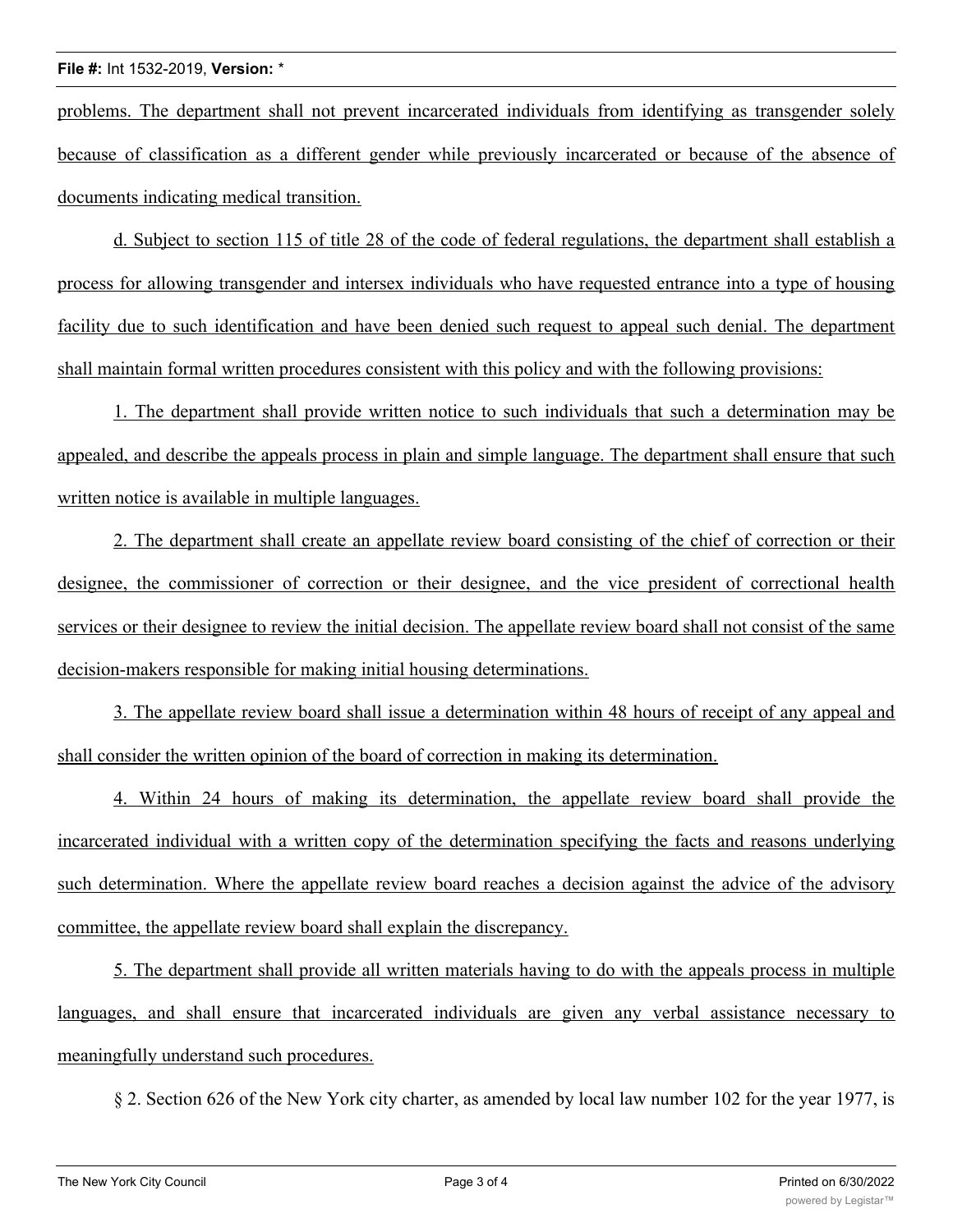problems. The department shall not prevent incarcerated individuals from identifying as transgender solely because of classification as a different gender while previously incarcerated or because of the absence of documents indicating medical transition.

d. Subject to section 115 of title 28 of the code of federal regulations, the department shall establish a process for allowing transgender and intersex individuals who have requested entrance into a type of housing facility due to such identification and have been denied such request to appeal such denial. The department shall maintain formal written procedures consistent with this policy and with the following provisions:

1. The department shall provide written notice to such individuals that such a determination may be appealed, and describe the appeals process in plain and simple language. The department shall ensure that such written notice is available in multiple languages.

2. The department shall create an appellate review board consisting of the chief of correction or their designee, the commissioner of correction or their designee, and the vice president of correctional health services or their designee to review the initial decision. The appellate review board shall not consist of the same decision-makers responsible for making initial housing determinations.

3. The appellate review board shall issue a determination within 48 hours of receipt of any appeal and shall consider the written opinion of the board of correction in making its determination.

4. Within 24 hours of making its determination, the appellate review board shall provide the incarcerated individual with a written copy of the determination specifying the facts and reasons underlying such determination. Where the appellate review board reaches a decision against the advice of the advisory committee, the appellate review board shall explain the discrepancy.

5. The department shall provide all written materials having to do with the appeals process in multiple languages, and shall ensure that incarcerated individuals are given any verbal assistance necessary to meaningfully understand such procedures.

§ 2. Section 626 of the New York city charter, as amended by local law number 102 for the year 1977, is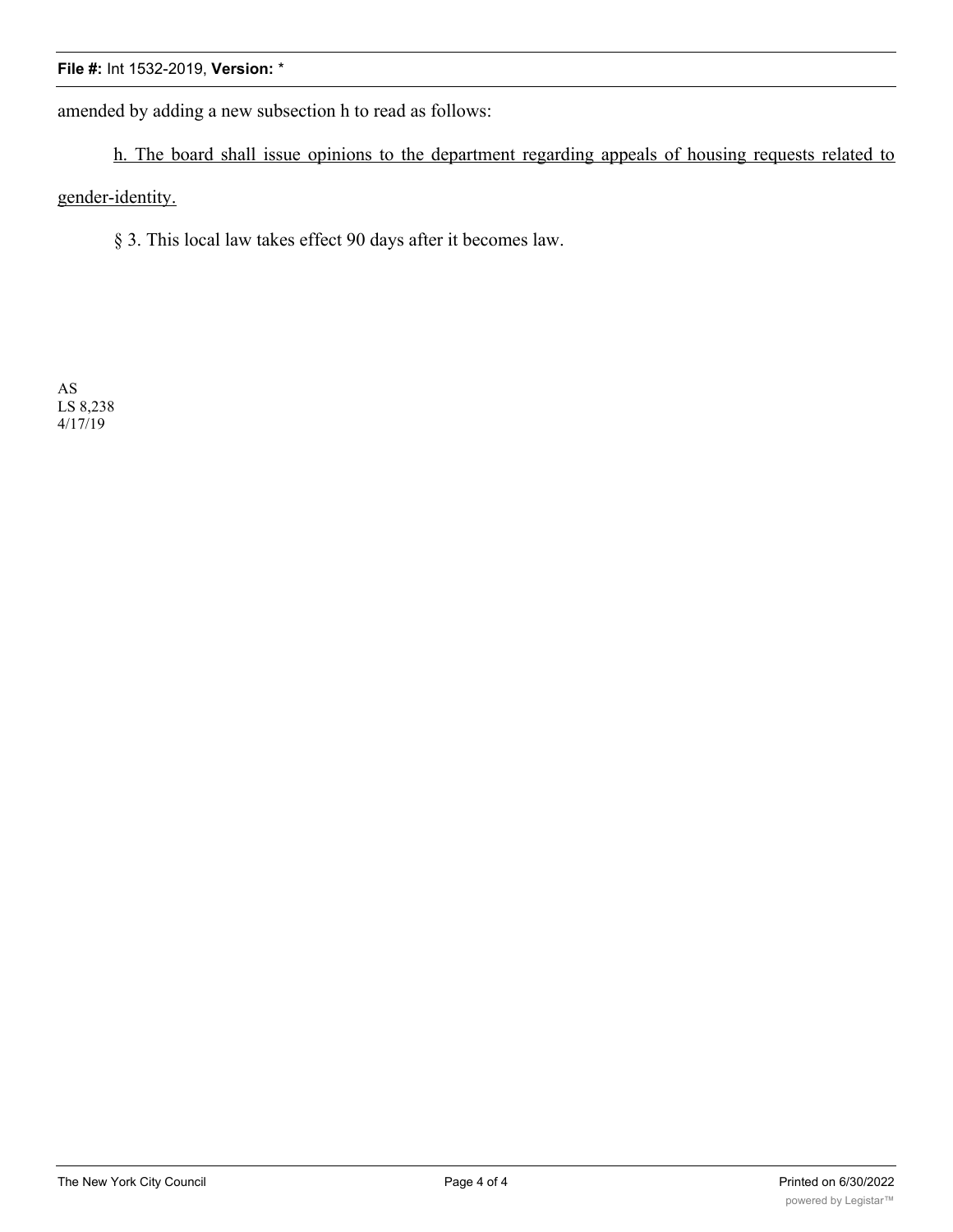amended by adding a new subsection h to read as follows:

<u>h. The board shall issue opinions to the department regarding appeals of housing requests related to gender-identity.</u>

§ 3. This local law takes effect 90 days after it becomes law.

AS
LS 8,238
4/17/19